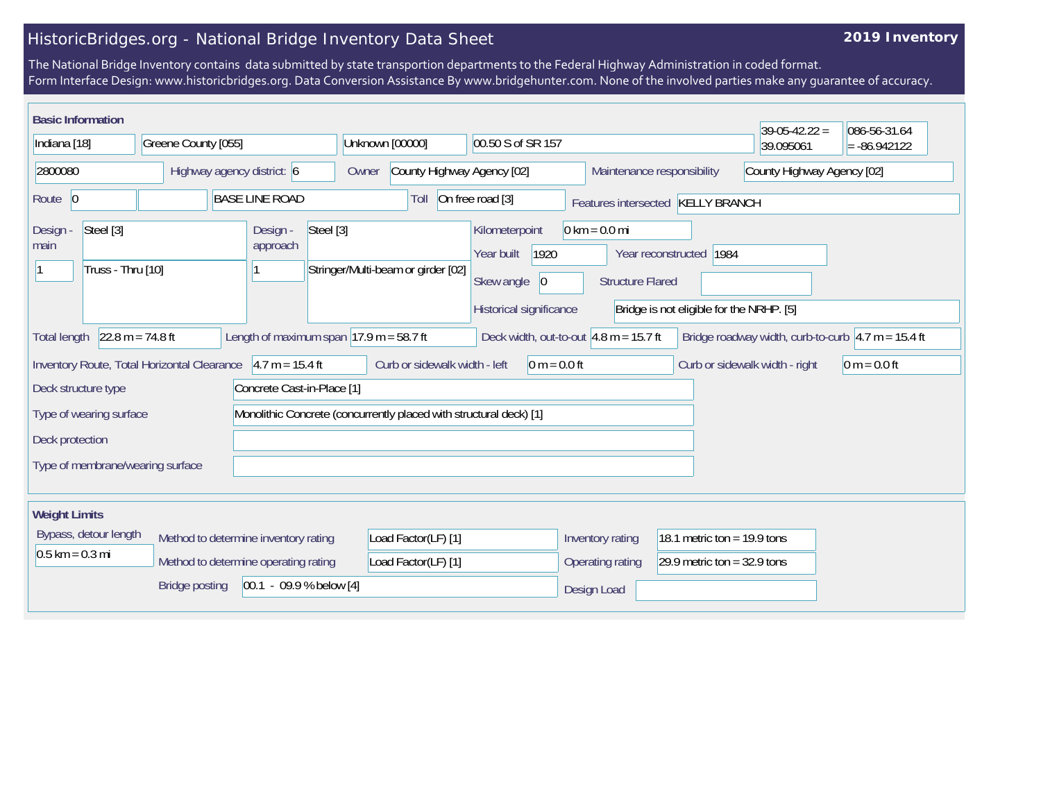# HistoricBridges.org - National Bridge Inventory Data Sheet

**2019 Inventory**

The National Bridge Inventory contains data submitted by state transportion departments to the Federal Highway Administration in coded format.
Form Interface Design: www.historicbridges.org. Data Conversion Assistance By www.bridgehunter.com. None of the involved parties make any guarantee of accuracy.

## Basic Information

| Field | Value |
|---|---|
| State | Indiana [18] |
| County | Greene County [055] |
| Place | Unknown [00000] |
| Location | 00.50 S of SR 157 |
| Latitude | 39-05-42.22 = 39.095061 |
| Longitude | 086-56-31.64 = -86.942122 |
| Structure Number | 2800080 |
| Highway agency district | 6 |
| Owner | County Highway Agency [02] |
| Maintenance responsibility | County Highway Agency [02] |
| Route | 0 |
| Facility Carried | BASE LINE ROAD |
| Toll | On free road [3] |
| Features intersected | KELLY BRANCH |
| Design - main | Steel [3] |
| Number of main spans | 1 |
| Main span type | Truss - Thru [10] |
| Design - approach | Steel [3] |
| Number of approach spans | 1 |
| Approach span type | Stringer/Multi-beam or girder [02] |
| Kilometerpoint | 0 km = 0.0 mi |
| Year built | 1920 |
| Year reconstructed | 1984 |
| Skew angle | 0 |
| Structure Flared | |
| Historical significance | Bridge is not eligible for the NRHP. [5] |
| Total length | 22.8 m = 74.8 ft |
| Length of maximum span | 17.9 m = 58.7 ft |
| Deck width, out-to-out | 4.8 m = 15.7 ft |
| Bridge roadway width, curb-to-curb | 4.7 m = 15.4 ft |
| Inventory Route, Total Horizontal Clearance | 4.7 m = 15.4 ft |
| Curb or sidewalk width - left | 0 m = 0.0 ft |
| Curb or sidewalk width - right | 0 m = 0.0 ft |
| Deck structure type | Concrete Cast-in-Place [1] |
| Type of wearing surface | Monolithic Concrete (concurrently placed with structural deck) [1] |
| Deck protection | |
| Type of membrane/wearing surface | |

## Weight Limits

| Field | Value |
|---|---|
| Bypass, detour length | 0.5 km = 0.3 mi |
| Method to determine inventory rating | Load Factor(LF) [1] |
| Method to determine operating rating | Load Factor(LF) [1] |
| Inventory rating | 18.1 metric ton = 19.9 tons |
| Operating rating | 29.9 metric ton = 32.9 tons |
| Bridge posting | 00.1 - 09.9 % below [4] |
| Design Load | |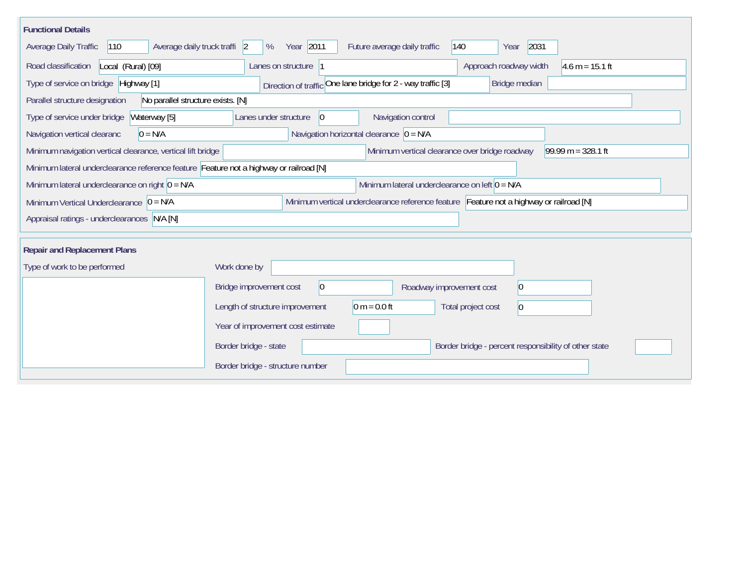## Functional Details

| Field | Value |
|---|---|
| Average Daily Traffic | 110 |
| Average daily truck traffi | 2 % |
| Year | 2011 |
| Future average daily traffic | 140 |
| Year | 2031 |
| Road classification | Local (Rural) [09] |
| Lanes on structure | 1 |
| Approach roadway width | 4.6 m = 15.1 ft |
| Type of service on bridge | Highway [1] |
| Direction of traffic | One lane bridge for 2 - way traffic [3] |
| Bridge median | |
| Parallel structure designation | No parallel structure exists. [N] |
| Type of service under bridge | Waterway [5] |
| Lanes under structure | 0 |
| Navigation control | |
| Navigation vertical clearanc | 0 = N/A |
| Navigation horizontal clearance | 0 = N/A |
| Minimum navigation vertical clearance, vertical lift bridge | |
| Minimum vertical clearance over bridge roadway | 99.99 m = 328.1 ft |
| Minimum lateral underclearance reference feature | Feature not a highway or railroad [N] |
| Minimum lateral underclearance on right | 0 = N/A |
| Minimum lateral underclearance on left | 0 = N/A |
| Minimum Vertical Underclearance | 0 = N/A |
| Minimum vertical underclearance reference feature | Feature not a highway or railroad [N] |
| Appraisal ratings - underclearances | N/A [N] |

## Repair and Replacement Plans

| Field | Value |
|---|---|
| Type of work to be performed | |
| Work done by | |
| Bridge improvement cost | 0 |
| Roadway improvement cost | 0 |
| Length of structure improvement | 0 m = 0.0 ft |
| Total project cost | 0 |
| Year of improvement cost estimate | |
| Border bridge - state | |
| Border bridge - percent responsibility of other state | |
| Border bridge - structure number | |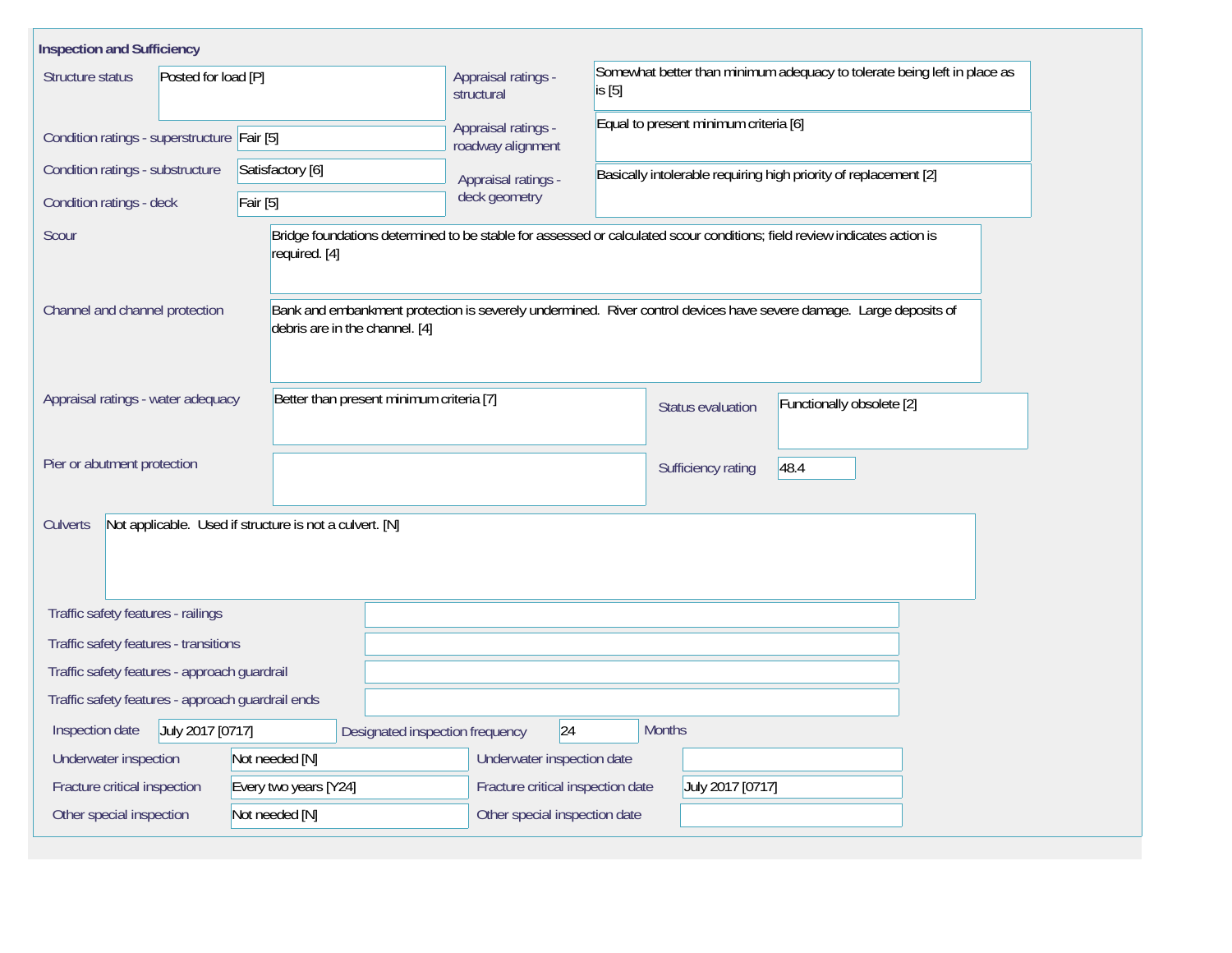## Inspection and Sufficiency

| Field | Value |
|---|---|
| Structure status | Posted for load [P] |
| Appraisal ratings - structural | Somewhat better than minimum adequacy to tolerate being left in place as is [5] |
| Condition ratings - superstructure | Fair [5] |
| Appraisal ratings - roadway alignment | Equal to present minimum criteria [6] |
| Condition ratings - substructure | Satisfactory [6] |
| Appraisal ratings - deck geometry | Basically intolerable requiring high priority of replacement [2] |
| Condition ratings - deck | Fair [5] |
| Scour | Bridge foundations determined to be stable for assessed or calculated scour conditions; field review indicates action is required. [4] |
| Channel and channel protection | Bank and embankment protection is severely undermined. River control devices have severe damage. Large deposits of debris are in the channel. [4] |
| Appraisal ratings - water adequacy | Better than present minimum criteria [7] |
| Status evaluation | Functionally obsolete [2] |
| Pier or abutment protection | |
| Sufficiency rating | 48.4 |
| Culverts | Not applicable. Used if structure is not a culvert. [N] |
| Traffic safety features - railings | |
| Traffic safety features - transitions | |
| Traffic safety features - approach guardrail | |
| Traffic safety features - approach guardrail ends | |
| Inspection date | July 2017 [0717] |
| Designated inspection frequency | 24 Months |
| Underwater inspection | Not needed [N] |
| Underwater inspection date | |
| Fracture critical inspection | Every two years [Y24] |
| Fracture critical inspection date | July 2017 [0717] |
| Other special inspection | Not needed [N] |
| Other special inspection date | |